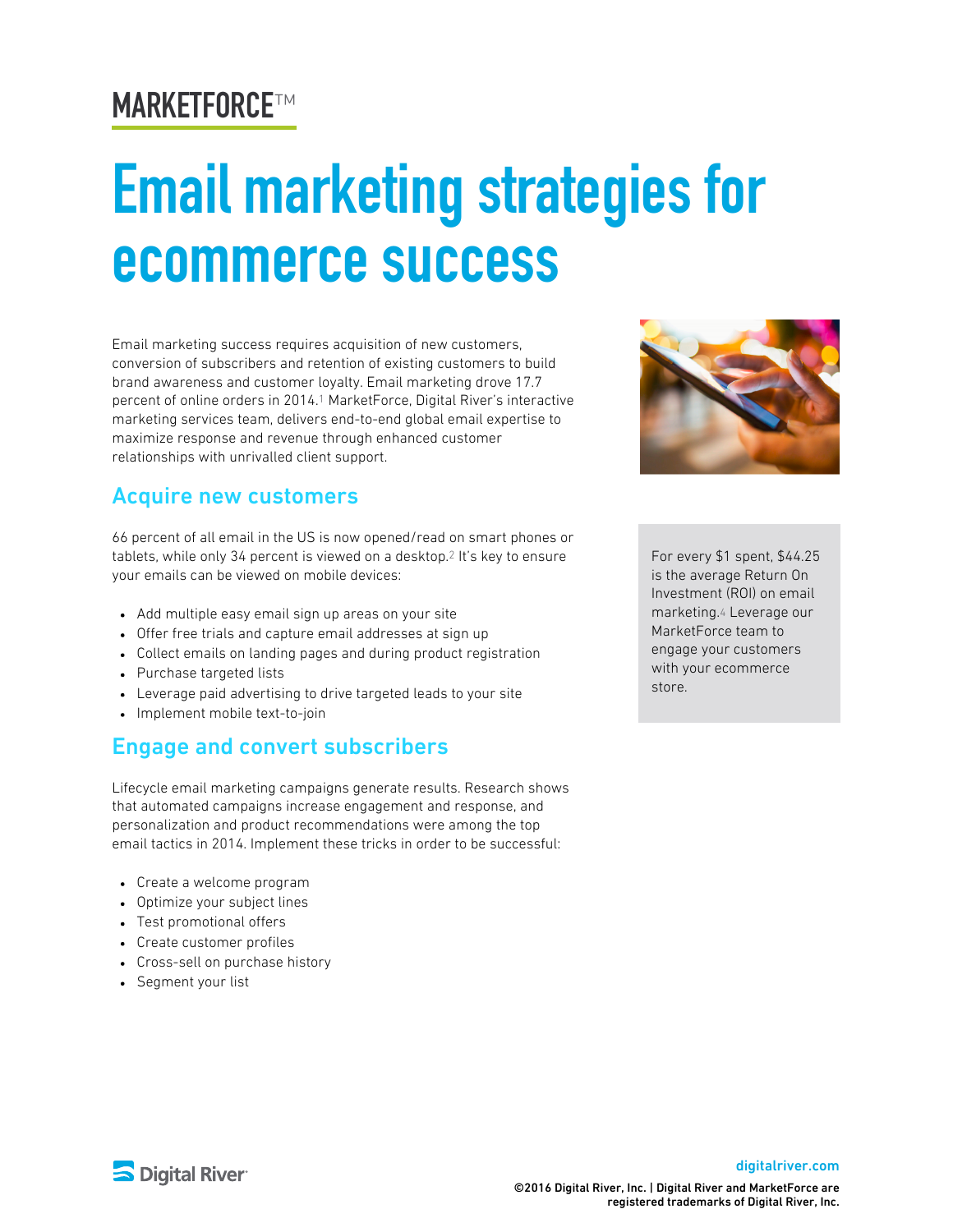MARKETFORCE™

# Email marketing strategies for ecommerce success

Email marketing success requires acquisition of new customers, conversion of subscribers and retention of existing customers to build brand awareness and customer loyalty. Email marketing drove 17.7 percent of online orders in 2014.[1] MarketForce, Digital River's interactive marketing services team, delivers end-to-end global email expertise to maximize response and revenue through enhanced customer relationships with unrivalled client support.

## Acquire new customers

66 percent of all email in the US is now opened/read on smart phones or tablets, while only 34 percent is viewed on a desktop.[2] It's key to ensure your emails can be viewed on mobile devices:

- Add multiple easy email sign up areas on your site
- Offer free trials and capture email addresses at sign up
- Collect emails on landing pages and during product registration
- Purchase targeted lists
- Leverage paid advertising to drive targeted leads to your site
- Implement mobile text-to-join

## Engage and convert subscribers

Lifecycle email marketing campaigns generate results. Research shows that automated campaigns increase engagement and response, and personalization and product recommendations were among the top email tactics in 2014. Implement these tricks in order to be successful:

- Create a welcome program
- Optimize your subject lines
- Test promotional offers
- Create customer profiles
- Cross-sell on purchase history
- Segment your list

For every $1 spent, $44.25 is the average Return On Investment (ROI) on email marketing.[4] Leverage our MarketForce team to engage your customers with your ecommerce store.

digitalriver.com

©2016 Digital River, Inc. | Digital River and MarketForce are registered trademarks of Digital River, Inc.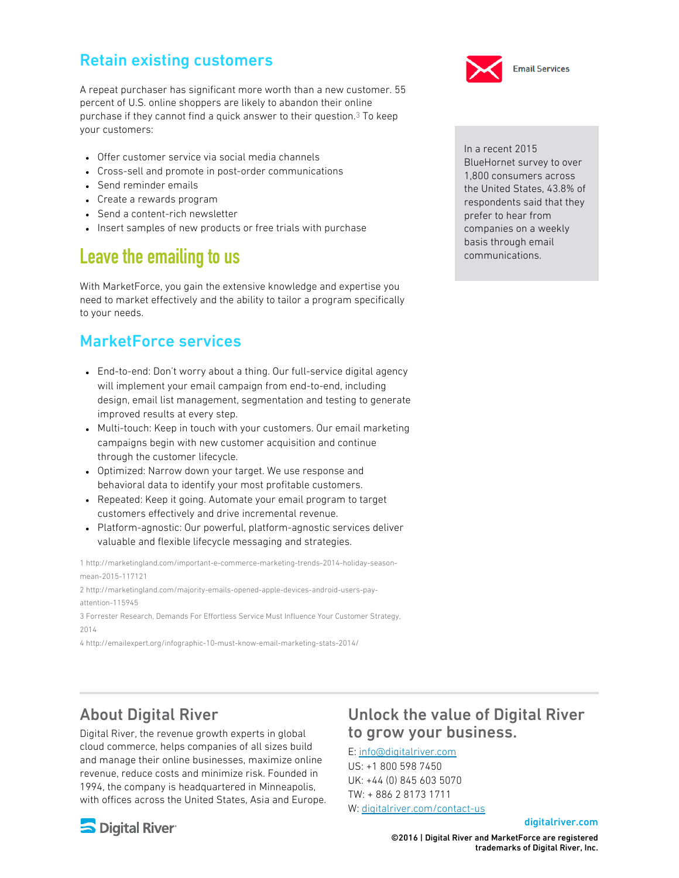## Retain existing customers

A repeat purchaser has significant more worth than a new customer. 55 percent of U.S. online shoppers are likely to abandon their online purchase if they cannot find a quick answer to their question.[3] To keep your customers:

- Offer customer service via social media channels
- Cross-sell and promote in post-order communications
- Send reminder emails
- Create a rewards program
- Send a content-rich newsletter
- Insert samples of new products or free trials with purchase

## Leave the emailing to us

With MarketForce, you gain the extensive knowledge and expertise you need to market effectively and the ability to tailor a program specifically to your needs.

## MarketForce services

- End-to-end: Don't worry about a thing. Our full-service digital agency will implement your email campaign from end-to-end, including design, email list management, segmentation and testing to generate improved results at every step.
- Multi-touch: Keep in touch with your customers. Our email marketing campaigns begin with new customer acquisition and continue through the customer lifecycle.
- Optimized: Narrow down your target. We use response and behavioral data to identify your most profitable customers.
- Repeated: Keep it going. Automate your email program to target customers effectively and drive incremental revenue.
- Platform-agnostic: Our powerful, platform-agnostic services deliver valuable and flexible lifecycle messaging and strategies.

Email Services

In a recent 2015 BlueHornet survey to over 1,800 consumers across the United States, 43.8% of respondents said that they prefer to hear from companies on a weekly basis through email communications.

1 http://marketingland.com/important-e-commerce-marketing-trends-2014-holiday-season-mean-2015-117121

2 http://marketingland.com/majority-emails-opened-apple-devices-android-users-pay-attention-115945

3 Forrester Research, Demands For Effortless Service Must Influence Your Customer Strategy, 2014

4 http://emailexpert.org/infographic-10-must-know-email-marketing-stats-2014/

## About Digital River

Digital River, the revenue growth experts in global cloud commerce, helps companies of all sizes build and manage their online businesses, maximize online revenue, reduce costs and minimize risk. Founded in 1994, the company is headquartered in Minneapolis, with offices across the United States, Asia and Europe.

Digital River

## Unlock the value of Digital River to grow your business.

E: info@digitalriver.com
US: +1 800 598 7450
UK: +44 (0) 845 603 5070
TW: + 886 2 8173 1711
W: digitalriver.com/contact-us

digitalriver.com

**©2016 | Digital River and MarketForce are registered trademarks of Digital River, Inc.**